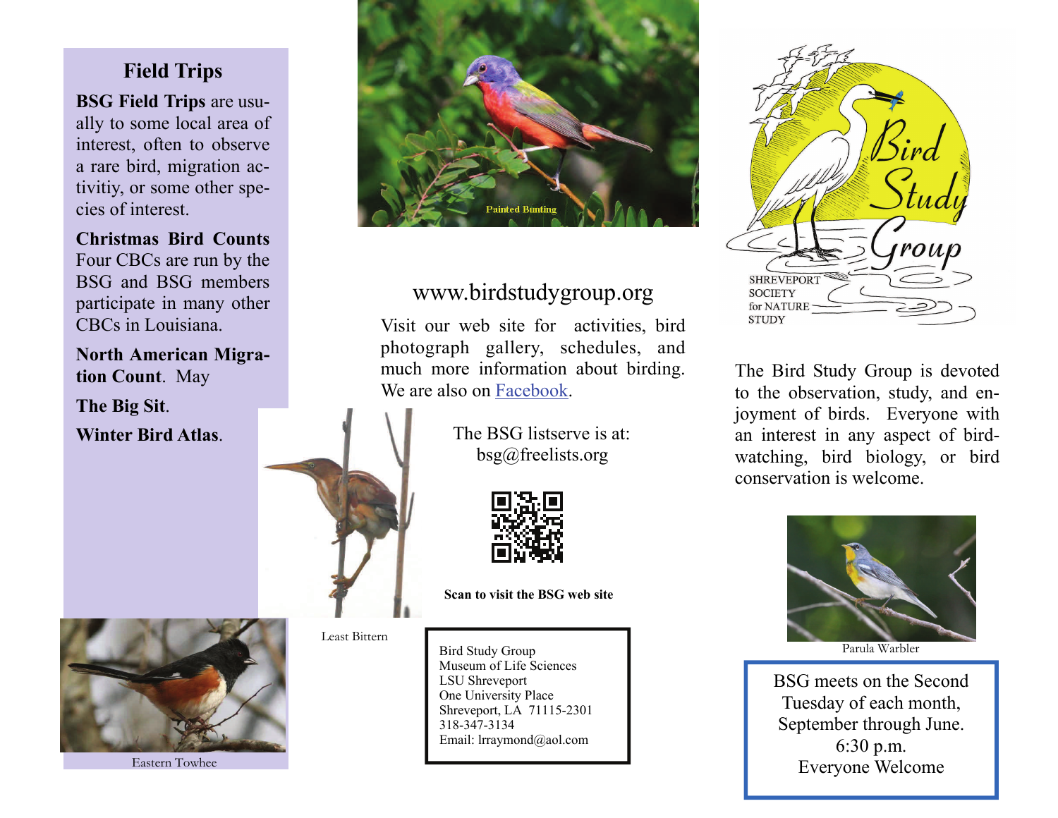## Field Trips

**BSG Field Trips** are usually to some local area of interest, often to observe a rare bird, migration activitiy, or some other species of interest.

**Christmas Bird Counts** Four CBCs are run by the BSG and BSG members participate in many other CBCs in Louisiana.

**North American Migration Count**. May

**The Big Sit**.

**Winter Bird Atlas**.

Eastern Towhee

Least Bittern

Painted Bunting

www.birdstudygroup.org

Visit our web site for activities, bird photograph gallery, schedules, and much more information about birding. We are also on Facebook.

The BSG listserve is at:
bsg@freelists.org

**Scan to visit the BSG web site**

Bird Study Group
Museum of Life Sciences
LSU Shreveport
One University Place
Shreveport, LA 71115-2301
318-347-3134
Email: lrraymond@aol.com

# Bird Study Group

SHREVEPORT SOCIETY for NATURE STUDY

The Bird Study Group is devoted to the observation, study, and enjoyment of birds. Everyone with an interest in any aspect of bird-watching, bird biology, or bird conservation is welcome.

Parula Warbler

BSG meets on the Second Tuesday of each month, September through June.
6:30 p.m.
Everyone Welcome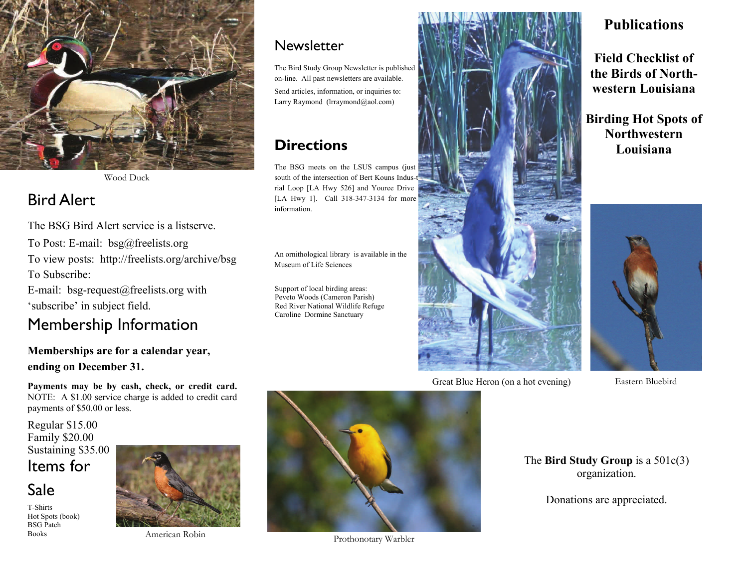Wood Duck

## Bird Alert

The BSG Bird Alert service is a listserve.

To Post: E-mail: bsg@freelists.org

To view posts: http://freelists.org/archive/bsg

To Subscribe:

E-mail: bsg-request@freelists.org with 'subscribe' in subject field.

## Membership Information

**Memberships are for a calendar year, ending on December 31.**

**Payments may be by cash, check, or credit card.** NOTE: A $1.00 service charge is added to credit card payments of $50.00 or less.

Regular $15.00
Family $20.00
Sustaining $35.00

## Items for Sale

T-Shirts
Hot Spots (book)
BSG Patch
Books

American Robin

## Newsletter

The Bird Study Group Newsletter is published on-line. All past newsletters are available.

Send articles, information, or inquiries to: Larry Raymond (lrraymond@aol.com)

## Directions

The BSG meets on the LSUS campus (just south of the intersection of Bert Kouns Industrial Loop [LA Hwy 526] and Youree Drive [LA Hwy 1]. Call 318-347-3134 for more information.

An ornithological library is available in the Museum of Life Sciences

Support of local birding areas:
Peveto Woods (Cameron Parish)
Red River National Wildlife Refuge
Caroline Dormine Sanctuary

Prothonotary Warbler

Great Blue Heron (on a hot evening)

## Publications

**Field Checklist of the Birds of Northwestern Louisiana**

**Birding Hot Spots of Northwestern Louisiana**

Eastern Bluebird

The **Bird Study Group** is a 501c(3) organization.

Donations are appreciated.